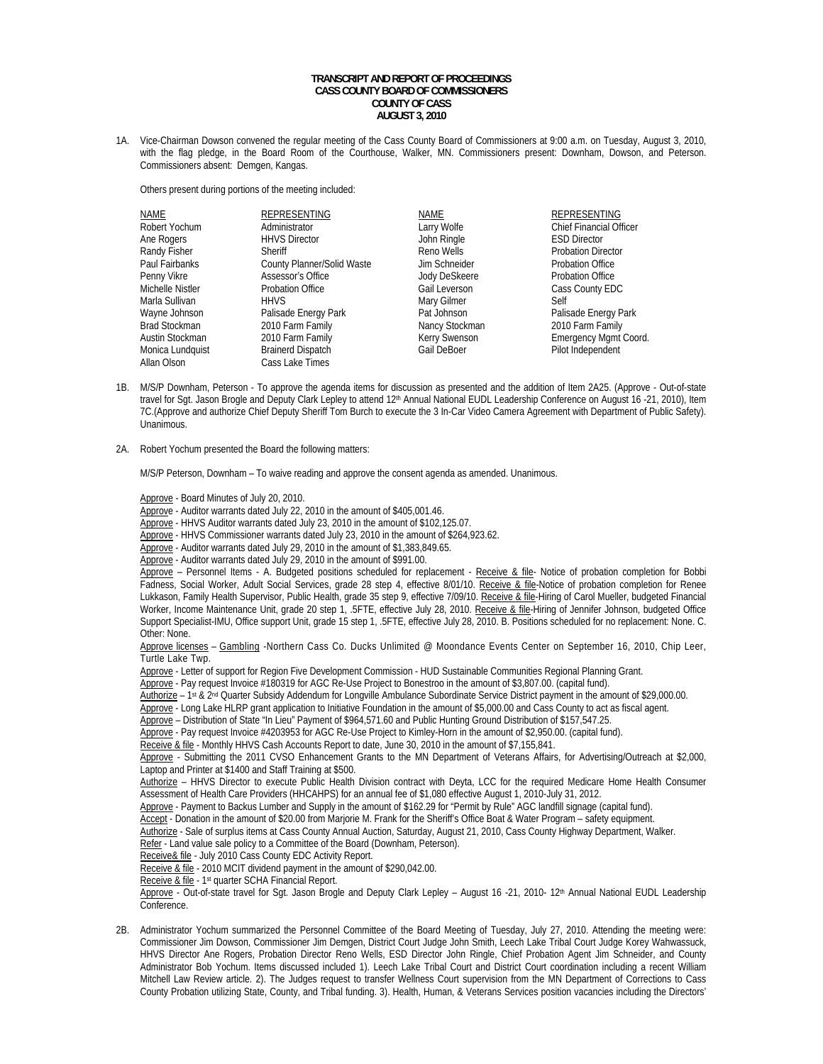**TRANSCRIPT AND REPORT OF PROCEEDINGS**
**CASS COUNTY BOARD OF COMMISSIONERS**
**COUNTY OF CASS**
**AUGUST 3, 2010**

1A. Vice-Chairman Dowson convened the regular meeting of the Cass County Board of Commissioners at 9:00 a.m. on Tuesday, August 3, 2010, with the flag pledge, in the Board Room of the Courthouse, Walker, MN. Commissioners present: Downham, Dowson, and Peterson. Commissioners absent: Demgen, Kangas.

Others present during portions of the meeting included:

| NAME | REPRESENTING | NAME | REPRESENTING |
|---|---|---|---|
| Robert Yochum | Administrator | Larry Wolfe | Chief Financial Officer |
| Ane Rogers | HHVS Director | John Ringle | ESD Director |
| Randy Fisher | Sheriff | Reno Wells | Probation Director |
| Paul Fairbanks | County Planner/Solid Waste | Jim Schneider | Probation Office |
| Penny Vikre | Assessor's Office | Jody DeSkeere | Probation Office |
| Michelle Nistler | Probation Office | Gail Leverson | Cass County EDC |
| Marla Sullivan | HHVS | Mary Gilmer | Self |
| Wayne Johnson | Palisade Energy Park | Pat Johnson | Palisade Energy Park |
| Brad Stockman | 2010 Farm Family | Nancy Stockman | 2010 Farm Family |
| Austin Stockman | 2010 Farm Family | Kerry Swenson | Emergency Mgmt Coord. |
| Monica Lundquist | Brainerd Dispatch | Gail DeBoer | Pilot Independent |
| Allan Olson | Cass Lake Times | | |

1B. M/S/P Downham, Peterson - To approve the agenda items for discussion as presented and the addition of Item 2A25. (Approve - Out-of-state travel for Sgt. Jason Brogle and Deputy Clark Lepley to attend 12th Annual National EUDL Leadership Conference on August 16 -21, 2010), Item 7C.(Approve and authorize Chief Deputy Sheriff Tom Burch to execute the 3 In-Car Video Camera Agreement with Department of Public Safety). Unanimous.

2A. Robert Yochum presented the Board the following matters:

M/S/P Peterson, Downham – To waive reading and approve the consent agenda as amended. Unanimous.

Approve - Board Minutes of July 20, 2010.
Approve - Auditor warrants dated July 22, 2010 in the amount of $405,001.46.
Approve - HHVS Auditor warrants dated July 23, 2010 in the amount of $102,125.07.
Approve - HHVS Commissioner warrants dated July 23, 2010 in the amount of $264,923.62.
Approve - Auditor warrants dated July 29, 2010 in the amount of $1,383,849.65.
Approve - Auditor warrants dated July 29, 2010 in the amount of $991.00.
Approve – Personnel Items - A. Budgeted positions scheduled for replacement - Receive & file- Notice of probation completion for Bobbi Fadness, Social Worker, Adult Social Services, grade 28 step 4, effective 8/01/10. Receive & file-Notice of probation completion for Renee Lukkason, Family Health Supervisor, Public Health, grade 35 step 9, effective 7/09/10. Receive & file-Hiring of Carol Mueller, budgeted Financial Worker, Income Maintenance Unit, grade 20 step 1, .5FTE, effective July 28, 2010. Receive & file-Hiring of Jennifer Johnson, budgeted Office Support Specialist-IMU, Office support Unit, grade 15 step 1, .5FTE, effective July 28, 2010. B. Positions scheduled for no replacement: None. C. Other: None.
Approve licenses – Gambling -Northern Cass Co. Ducks Unlimited @ Moondance Events Center on September 16, 2010, Chip Leer, Turtle Lake Twp.
Approve - Letter of support for Region Five Development Commission - HUD Sustainable Communities Regional Planning Grant.
Approve - Pay request Invoice #180319 for AGC Re-Use Project to Bonestroo in the amount of $3,807.00. (capital fund).
Authorize – 1st & 2nd Quarter Subsidy Addendum for Longville Ambulance Subordinate Service District payment in the amount of $29,000.00.
Approve - Long Lake HLRP grant application to Initiative Foundation in the amount of $5,000.00 and Cass County to act as fiscal agent.
Approve – Distribution of State "In Lieu" Payment of $964,571.60 and Public Hunting Ground Distribution of $157,547.25.
Approve - Pay request Invoice #4203953 for AGC Re-Use Project to Kimley-Horn in the amount of $2,950.00. (capital fund).
Receive & file - Monthly HHVS Cash Accounts Report to date, June 30, 2010 in the amount of $7,155,841.
Approve - Submitting the 2011 CVSO Enhancement Grants to the MN Department of Veterans Affairs, for Advertising/Outreach at $2,000, Laptop and Printer at $1400 and Staff Training at $500.
Authorize – HHVS Director to execute Public Health Division contract with Deyta, LCC for the required Medicare Home Health Consumer Assessment of Health Care Providers (HHCAHPS) for an annual fee of $1,080 effective August 1, 2010-July 31, 2012.
Approve - Payment to Backus Lumber and Supply in the amount of $162.29 for "Permit by Rule" AGC landfill signage (capital fund).
Accept - Donation in the amount of $20.00 from Marjorie M. Frank for the Sheriff's Office Boat & Water Program – safety equipment.
Authorize - Sale of surplus items at Cass County Annual Auction, Saturday, August 21, 2010, Cass County Highway Department, Walker.
Refer - Land value sale policy to a Committee of the Board (Downham, Peterson).
Receive& file - July 2010 Cass County EDC Activity Report.
Receive & file - 2010 MCIT dividend payment in the amount of $290,042.00.
Receive & file - 1st quarter SCHA Financial Report.
Approve - Out-of-state travel for Sgt. Jason Brogle and Deputy Clark Lepley – August 16 -21, 2010- 12th Annual National EUDL Leadership Conference.

2B. Administrator Yochum summarized the Personnel Committee of the Board Meeting of Tuesday, July 27, 2010. Attending the meeting were: Commissioner Jim Dowson, Commissioner Jim Demgen, District Court Judge John Smith, Leech Lake Tribal Court Judge Korey Wahwassuck, HHVS Director Ane Rogers, Probation Director Reno Wells, ESD Director John Ringle, Chief Probation Agent Jim Schneider, and County Administrator Bob Yochum. Items discussed included 1). Leech Lake Tribal Court and District Court coordination including a recent William Mitchell Law Review article. 2). The Judges request to transfer Wellness Court supervision from the MN Department of Corrections to Cass County Probation utilizing State, County, and Tribal funding. 3). Health, Human, & Veterans Services position vacancies including the Directors'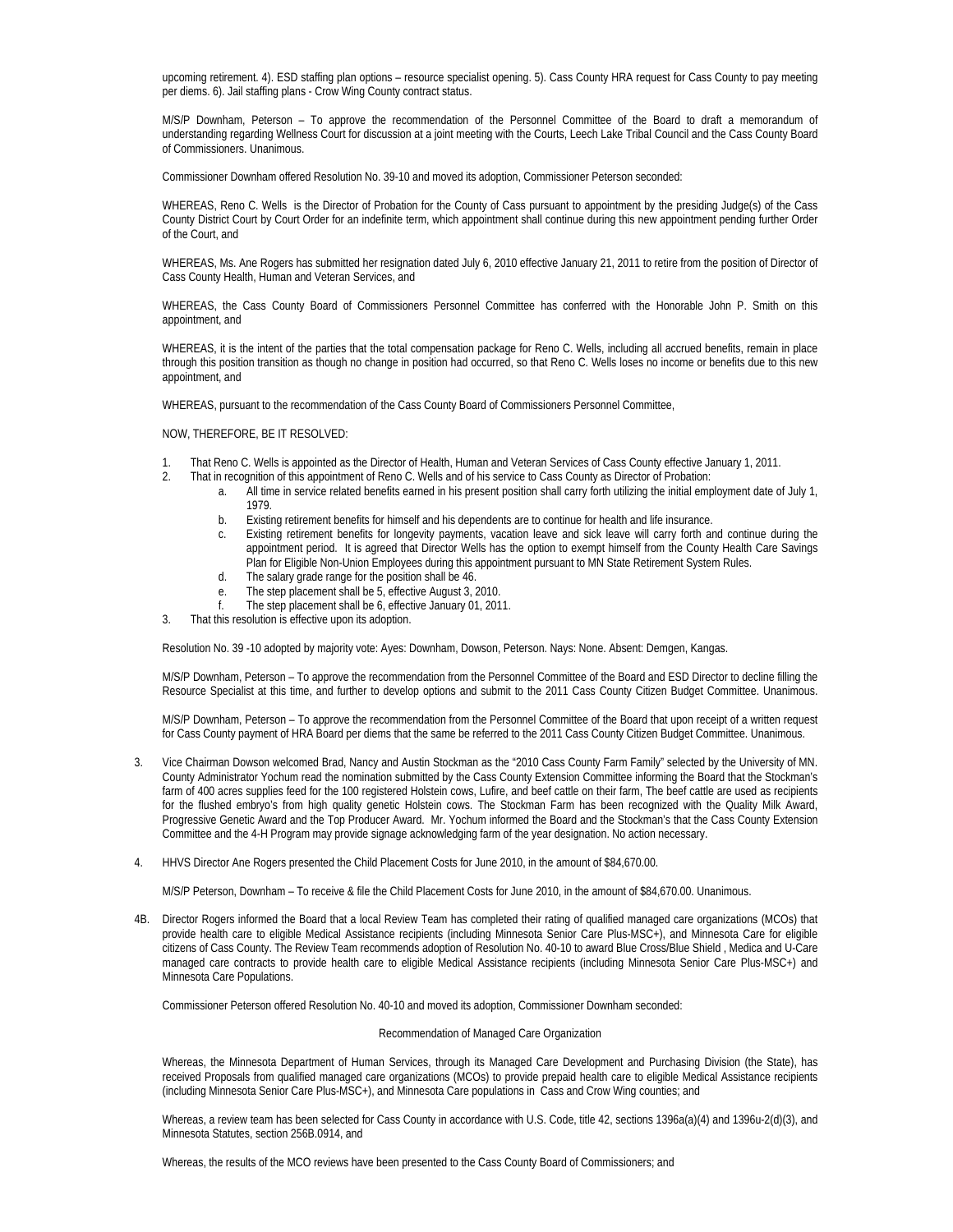upcoming retirement. 4). ESD staffing plan options – resource specialist opening. 5). Cass County HRA request for Cass County to pay meeting per diems. 6). Jail staffing plans - Crow Wing County contract status.

M/S/P Downham, Peterson – To approve the recommendation of the Personnel Committee of the Board to draft a memorandum of understanding regarding Wellness Court for discussion at a joint meeting with the Courts, Leech Lake Tribal Council and the Cass County Board of Commissioners. Unanimous.

Commissioner Downham offered Resolution No. 39-10 and moved its adoption, Commissioner Peterson seconded:

WHEREAS, Reno C. Wells is the Director of Probation for the County of Cass pursuant to appointment by the presiding Judge(s) of the Cass County District Court by Court Order for an indefinite term, which appointment shall continue during this new appointment pending further Order of the Court, and

WHEREAS, Ms. Ane Rogers has submitted her resignation dated July 6, 2010 effective January 21, 2011 to retire from the position of Director of Cass County Health, Human and Veteran Services, and

WHEREAS, the Cass County Board of Commissioners Personnel Committee has conferred with the Honorable John P. Smith on this appointment, and

WHEREAS, it is the intent of the parties that the total compensation package for Reno C. Wells, including all accrued benefits, remain in place through this position transition as though no change in position had occurred, so that Reno C. Wells loses no income or benefits due to this new appointment, and

WHEREAS, pursuant to the recommendation of the Cass County Board of Commissioners Personnel Committee,

NOW, THEREFORE, BE IT RESOLVED:

1. That Reno C. Wells is appointed as the Director of Health, Human and Veteran Services of Cass County effective January 1, 2011.
2. That in recognition of this appointment of Reno C. Wells and of his service to Cass County as Director of Probation:
   a. All time in service related benefits earned in his present position shall carry forth utilizing the initial employment date of July 1, 1979.
   b. Existing retirement benefits for himself and his dependents are to continue for health and life insurance.
   c. Existing retirement benefits for longevity payments, vacation leave and sick leave will carry forth and continue during the appointment period. It is agreed that Director Wells has the option to exempt himself from the County Health Care Savings Plan for Eligible Non-Union Employees during this appointment pursuant to MN State Retirement System Rules.
   d. The salary grade range for the position shall be 46.
   e. The step placement shall be 5, effective August 3, 2010.
   f. The step placement shall be 6, effective January 01, 2011.
3. That this resolution is effective upon its adoption.

Resolution No. 39 -10 adopted by majority vote: Ayes: Downham, Dowson, Peterson. Nays: None. Absent: Demgen, Kangas.

M/S/P Downham, Peterson – To approve the recommendation from the Personnel Committee of the Board and ESD Director to decline filling the Resource Specialist at this time, and further to develop options and submit to the 2011 Cass County Citizen Budget Committee. Unanimous.

M/S/P Downham, Peterson – To approve the recommendation from the Personnel Committee of the Board that upon receipt of a written request for Cass County payment of HRA Board per diems that the same be referred to the 2011 Cass County Citizen Budget Committee. Unanimous.

3. Vice Chairman Dowson welcomed Brad, Nancy and Austin Stockman as the "2010 Cass County Farm Family" selected by the University of MN. County Administrator Yochum read the nomination submitted by the Cass County Extension Committee informing the Board that the Stockman's farm of 400 acres supplies feed for the 100 registered Holstein cows, Lufire, and beef cattle on their farm, The beef cattle are used as recipients for the flushed embryo's from high quality genetic Holstein cows. The Stockman Farm has been recognized with the Quality Milk Award, Progressive Genetic Award and the Top Producer Award. Mr. Yochum informed the Board and the Stockman's that the Cass County Extension Committee and the 4-H Program may provide signage acknowledging farm of the year designation. No action necessary.

4. HHVS Director Ane Rogers presented the Child Placement Costs for June 2010, in the amount of $84,670.00.

   M/S/P Peterson, Downham – To receive & file the Child Placement Costs for June 2010, in the amount of $84,670.00. Unanimous.

4B. Director Rogers informed the Board that a local Review Team has completed their rating of qualified managed care organizations (MCOs) that provide health care to eligible Medical Assistance recipients (including Minnesota Senior Care Plus-MSC+), and Minnesota Care for eligible citizens of Cass County. The Review Team recommends adoption of Resolution No. 40-10 to award Blue Cross/Blue Shield , Medica and U-Care managed care contracts to provide health care to eligible Medical Assistance recipients (including Minnesota Senior Care Plus-MSC+) and Minnesota Care Populations.

Commissioner Peterson offered Resolution No. 40-10 and moved its adoption, Commissioner Downham seconded:

Recommendation of Managed Care Organization

Whereas, the Minnesota Department of Human Services, through its Managed Care Development and Purchasing Division (the State), has received Proposals from qualified managed care organizations (MCOs) to provide prepaid health care to eligible Medical Assistance recipients (including Minnesota Senior Care Plus-MSC+), and Minnesota Care populations in Cass and Crow Wing counties; and

Whereas, a review team has been selected for Cass County in accordance with U.S. Code, title 42, sections 1396a(a)(4) and 1396u-2(d)(3), and Minnesota Statutes, section 256B.0914, and

Whereas, the results of the MCO reviews have been presented to the Cass County Board of Commissioners; and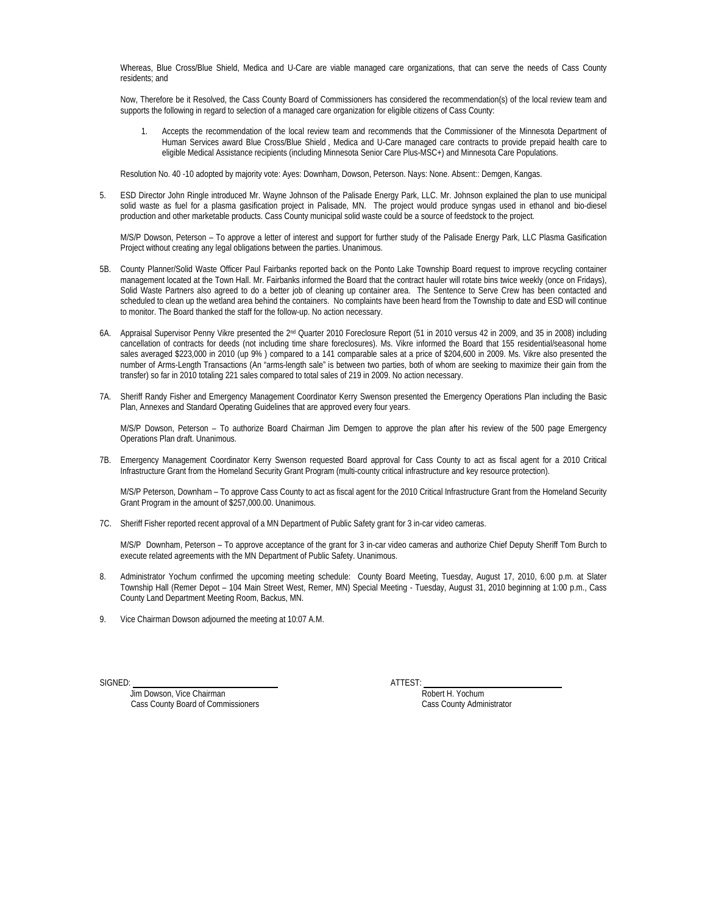Whereas, Blue Cross/Blue Shield, Medica and U-Care are viable managed care organizations, that can serve the needs of Cass County residents; and

Now, Therefore be it Resolved, the Cass County Board of Commissioners has considered the recommendation(s) of the local review team and supports the following in regard to selection of a managed care organization for eligible citizens of Cass County:

1. Accepts the recommendation of the local review team and recommends that the Commissioner of the Minnesota Department of Human Services award Blue Cross/Blue Shield , Medica and U-Care managed care contracts to provide prepaid health care to eligible Medical Assistance recipients (including Minnesota Senior Care Plus-MSC+) and Minnesota Care Populations.

Resolution No. 40 -10 adopted by majority vote: Ayes: Downham, Dowson, Peterson. Nays: None. Absent:: Demgen, Kangas.

5. ESD Director John Ringle introduced Mr. Wayne Johnson of the Palisade Energy Park, LLC. Mr. Johnson explained the plan to use municipal solid waste as fuel for a plasma gasification project in Palisade, MN. The project would produce syngas used in ethanol and bio-diesel production and other marketable products. Cass County municipal solid waste could be a source of feedstock to the project.

   M/S/P Dowson, Peterson – To approve a letter of interest and support for further study of the Palisade Energy Park, LLC Plasma Gasification Project without creating any legal obligations between the parties. Unanimous.

5B. County Planner/Solid Waste Officer Paul Fairbanks reported back on the Ponto Lake Township Board request to improve recycling container management located at the Town Hall. Mr. Fairbanks informed the Board that the contract hauler will rotate bins twice weekly (once on Fridays), Solid Waste Partners also agreed to do a better job of cleaning up container area. The Sentence to Serve Crew has been contacted and scheduled to clean up the wetland area behind the containers. No complaints have been heard from the Township to date and ESD will continue to monitor. The Board thanked the staff for the follow-up. No action necessary.

6A. Appraisal Supervisor Penny Vikre presented the 2nd Quarter 2010 Foreclosure Report (51 in 2010 versus 42 in 2009, and 35 in 2008) including cancellation of contracts for deeds (not including time share foreclosures). Ms. Vikre informed the Board that 155 residential/seasonal home sales averaged $223,000 in 2010 (up 9% ) compared to a 141 comparable sales at a price of $204,600 in 2009. Ms. Vikre also presented the number of Arms-Length Transactions (An "arms-length sale" is between two parties, both of whom are seeking to maximize their gain from the transfer) so far in 2010 totaling 221 sales compared to total sales of 219 in 2009. No action necessary.

7A. Sheriff Randy Fisher and Emergency Management Coordinator Kerry Swenson presented the Emergency Operations Plan including the Basic Plan, Annexes and Standard Operating Guidelines that are approved every four years.

   M/S/P Dowson, Peterson – To authorize Board Chairman Jim Demgen to approve the plan after his review of the 500 page Emergency Operations Plan draft. Unanimous.

7B. Emergency Management Coordinator Kerry Swenson requested Board approval for Cass County to act as fiscal agent for a 2010 Critical Infrastructure Grant from the Homeland Security Grant Program (multi-county critical infrastructure and key resource protection).

   M/S/P Peterson, Downham – To approve Cass County to act as fiscal agent for the 2010 Critical Infrastructure Grant from the Homeland Security Grant Program in the amount of $257,000.00. Unanimous.

7C. Sheriff Fisher reported recent approval of a MN Department of Public Safety grant for 3 in-car video cameras.

   M/S/P Downham, Peterson – To approve acceptance of the grant for 3 in-car video cameras and authorize Chief Deputy Sheriff Tom Burch to execute related agreements with the MN Department of Public Safety. Unanimous.

8. Administrator Yochum confirmed the upcoming meeting schedule: County Board Meeting, Tuesday, August 17, 2010, 6:00 p.m. at Slater Township Hall (Remer Depot – 104 Main Street West, Remer, MN) Special Meeting - Tuesday, August 31, 2010 beginning at 1:00 p.m., Cass County Land Department Meeting Room, Backus, MN.

9. Vice Chairman Dowson adjourned the meeting at 10:07 A.M.

SIGNED: ______________________________
Jim Dowson, Vice Chairman
Cass County Board of Commissioners

ATTEST: ______________________________
Robert H. Yochum
Cass County Administrator